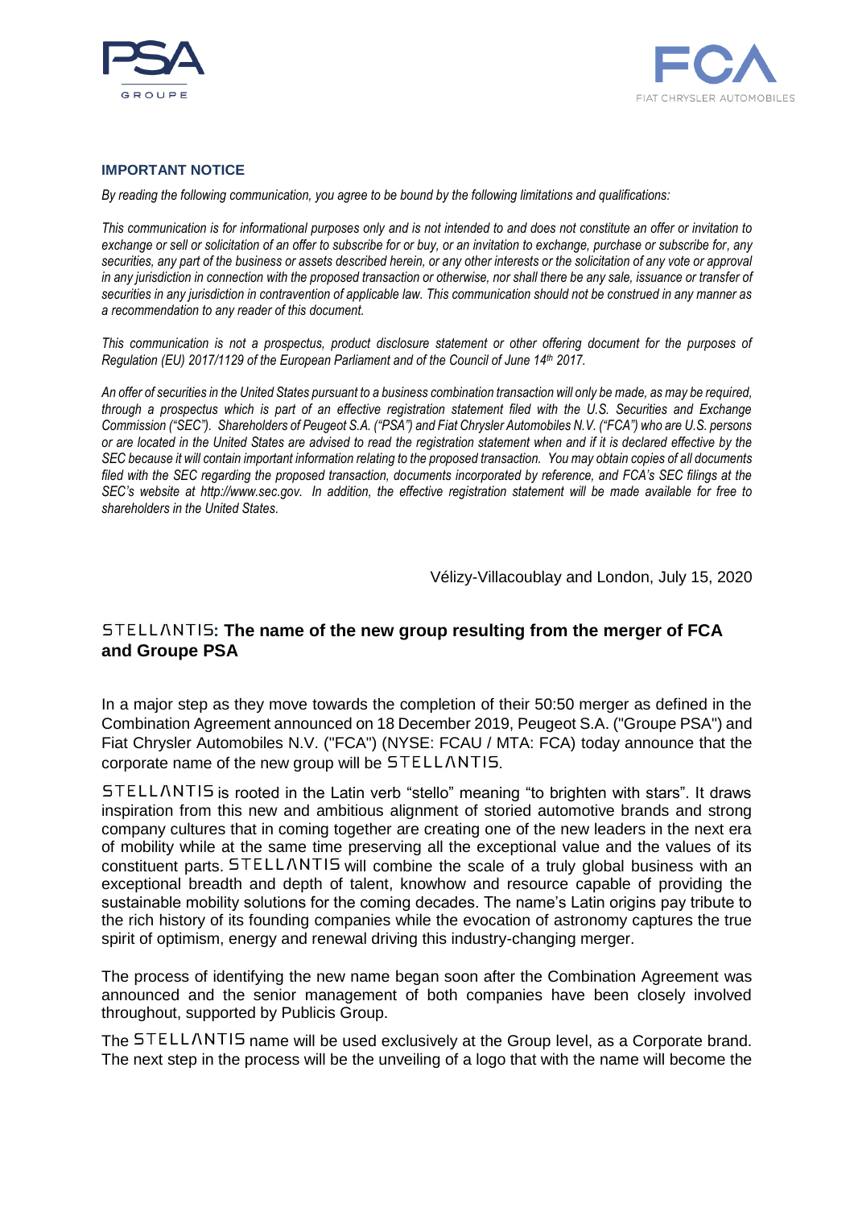PSA GROUPE

FCA FIAT CHRYSLER AUTOMOBILES

**IMPORTANT NOTICE**

*By reading the following communication, you agree to be bound by the following limitations and qualifications:*

*This communication is for informational purposes only and is not intended to and does not constitute an offer or invitation to exchange or sell or solicitation of an offer to subscribe for or buy, or an invitation to exchange, purchase or subscribe for, any securities, any part of the business or assets described herein, or any other interests or the solicitation of any vote or approval in any jurisdiction in connection with the proposed transaction or otherwise, nor shall there be any sale, issuance or transfer of securities in any jurisdiction in contravention of applicable law. This communication should not be construed in any manner as a recommendation to any reader of this document.*

*This communication is not a prospectus, product disclosure statement or other offering document for the purposes of Regulation (EU) 2017/1129 of the European Parliament and of the Council of June 14th 2017.*

*An offer of securities in the United States pursuant to a business combination transaction will only be made, as may be required, through a prospectus which is part of an effective registration statement filed with the U.S. Securities and Exchange Commission ("SEC"). Shareholders of Peugeot S.A. ("PSA") and Fiat Chrysler Automobiles N.V. ("FCA") who are U.S. persons or are located in the United States are advised to read the registration statement when and if it is declared effective by the SEC because it will contain important information relating to the proposed transaction. You may obtain copies of all documents filed with the SEC regarding the proposed transaction, documents incorporated by reference, and FCA's SEC filings at the SEC's website at http://www.sec.gov. In addition, the effective registration statement will be made available for free to shareholders in the United States.*

Vélizy-Villacoublay and London, July 15, 2020

## STELLANTIS: The name of the new group resulting from the merger of FCA and Groupe PSA

In a major step as they move towards the completion of their 50:50 merger as defined in the Combination Agreement announced on 18 December 2019, Peugeot S.A. ("Groupe PSA") and Fiat Chrysler Automobiles N.V. ("FCA") (NYSE: FCAU / MTA: FCA) today announce that the corporate name of the new group will be STELLANTIS.

STELLANTIS is rooted in the Latin verb "stello" meaning "to brighten with stars". It draws inspiration from this new and ambitious alignment of storied automotive brands and strong company cultures that in coming together are creating one of the new leaders in the next era of mobility while at the same time preserving all the exceptional value and the values of its constituent parts. STELLANTIS will combine the scale of a truly global business with an exceptional breadth and depth of talent, knowhow and resource capable of providing the sustainable mobility solutions for the coming decades. The name's Latin origins pay tribute to the rich history of its founding companies while the evocation of astronomy captures the true spirit of optimism, energy and renewal driving this industry-changing merger.

The process of identifying the new name began soon after the Combination Agreement was announced and the senior management of both companies have been closely involved throughout, supported by Publicis Group.

The STELLANTIS name will be used exclusively at the Group level, as a Corporate brand. The next step in the process will be the unveiling of a logo that with the name will become the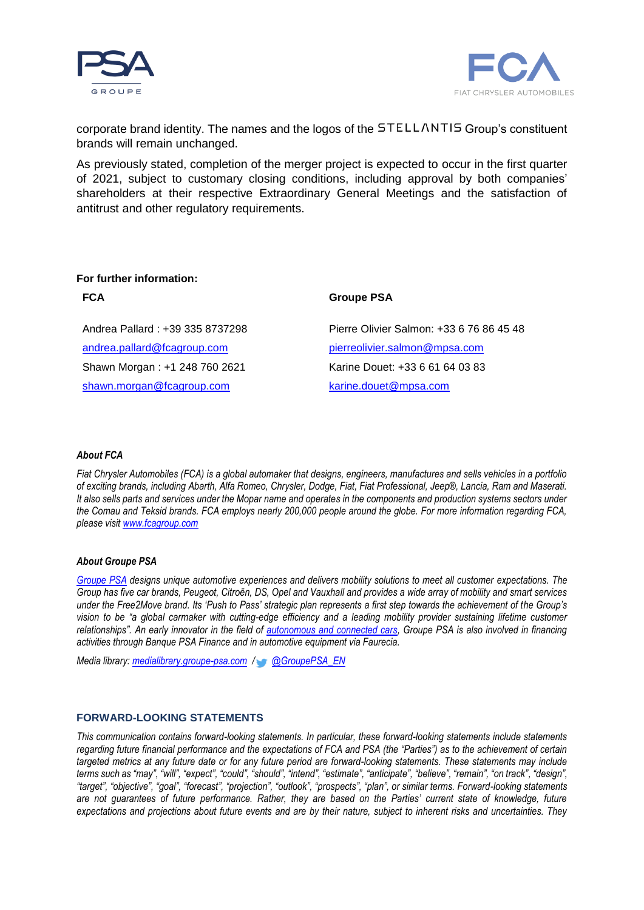corporate brand identity. The names and the logos of the STELLANTIS Group's constituent brands will remain unchanged.

As previously stated, completion of the merger project is expected to occur in the first quarter of 2021, subject to customary closing conditions, including approval by both companies' shareholders at their respective Extraordinary General Meetings and the satisfaction of antitrust and other regulatory requirements.

**For further information:**

**FCA**

Andrea Pallard : +39 335 8737298

andrea.pallard@fcagroup.com

Shawn Morgan : +1 248 760 2621

shawn.morgan@fcagroup.com

**Groupe PSA**

Pierre Olivier Salmon: +33 6 76 86 45 48

pierreolivier.salmon@mpsa.com

Karine Douet: +33 6 61 64 03 83

karine.douet@mpsa.com

***About FCA***

*Fiat Chrysler Automobiles (FCA) is a global automaker that designs, engineers, manufactures and sells vehicles in a portfolio of exciting brands, including Abarth, Alfa Romeo, Chrysler, Dodge, Fiat, Fiat Professional, Jeep®, Lancia, Ram and Maserati. It also sells parts and services under the Mopar name and operates in the components and production systems sectors under the Comau and Teksid brands. FCA employs nearly 200,000 people around the globe. For more information regarding FCA, please visit www.fcagroup.com*

***About Groupe PSA***

*Groupe PSA designs unique automotive experiences and delivers mobility solutions to meet all customer expectations. The Group has five car brands, Peugeot, Citroën, DS, Opel and Vauxhall and provides a wide array of mobility and smart services under the Free2Move brand. Its 'Push to Pass' strategic plan represents a first step towards the achievement of the Group's vision to be "a global carmaker with cutting-edge efficiency and a leading mobility provider sustaining lifetime customer relationships". An early innovator in the field of autonomous and connected cars, Groupe PSA is also involved in financing activities through Banque PSA Finance and in automotive equipment via Faurecia.*

*Media library: medialibrary.groupe-psa.com / @GroupePSA_EN*

## FORWARD-LOOKING STATEMENTS

*This communication contains forward-looking statements. In particular, these forward-looking statements include statements regarding future financial performance and the expectations of FCA and PSA (the "Parties") as to the achievement of certain targeted metrics at any future date or for any future period are forward-looking statements. These statements may include terms such as "may", "will", "expect", "could", "should", "intend", "estimate", "anticipate", "believe", "remain", "on track", "design", "target", "objective", "goal", "forecast", "projection", "outlook", "prospects", "plan", or similar terms. Forward-looking statements are not guarantees of future performance. Rather, they are based on the Parties' current state of knowledge, future expectations and projections about future events and are by their nature, subject to inherent risks and uncertainties. They*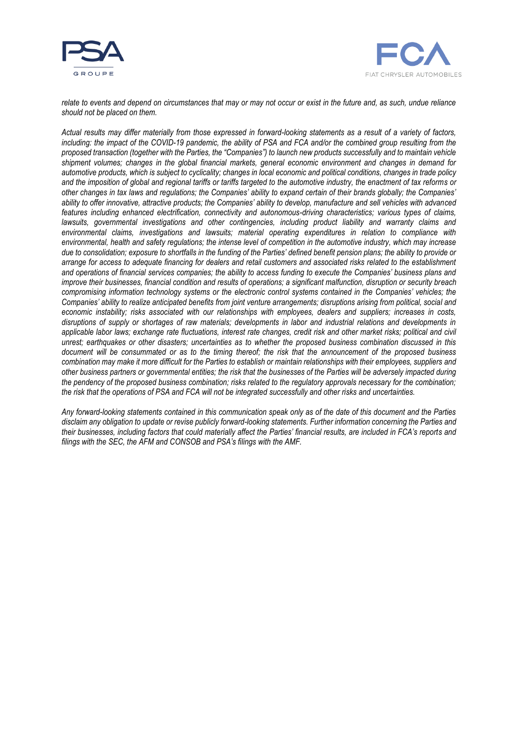*relate to events and depend on circumstances that may or may not occur or exist in the future and, as such, undue reliance should not be placed on them.*

*Actual results may differ materially from those expressed in forward-looking statements as a result of a variety of factors, including: the impact of the COVID-19 pandemic, the ability of PSA and FCA and/or the combined group resulting from the proposed transaction (together with the Parties, the "Companies") to launch new products successfully and to maintain vehicle shipment volumes; changes in the global financial markets, general economic environment and changes in demand for automotive products, which is subject to cyclicality; changes in local economic and political conditions, changes in trade policy and the imposition of global and regional tariffs or tariffs targeted to the automotive industry, the enactment of tax reforms or other changes in tax laws and regulations; the Companies' ability to expand certain of their brands globally; the Companies' ability to offer innovative, attractive products; the Companies' ability to develop, manufacture and sell vehicles with advanced features including enhanced electrification, connectivity and autonomous-driving characteristics; various types of claims, lawsuits, governmental investigations and other contingencies, including product liability and warranty claims and environmental claims, investigations and lawsuits; material operating expenditures in relation to compliance with environmental, health and safety regulations; the intense level of competition in the automotive industry, which may increase due to consolidation; exposure to shortfalls in the funding of the Parties' defined benefit pension plans; the ability to provide or arrange for access to adequate financing for dealers and retail customers and associated risks related to the establishment and operations of financial services companies; the ability to access funding to execute the Companies' business plans and improve their businesses, financial condition and results of operations; a significant malfunction, disruption or security breach compromising information technology systems or the electronic control systems contained in the Companies' vehicles; the Companies' ability to realize anticipated benefits from joint venture arrangements; disruptions arising from political, social and economic instability; risks associated with our relationships with employees, dealers and suppliers; increases in costs, disruptions of supply or shortages of raw materials; developments in labor and industrial relations and developments in applicable labor laws; exchange rate fluctuations, interest rate changes, credit risk and other market risks; political and civil unrest; earthquakes or other disasters; uncertainties as to whether the proposed business combination discussed in this document will be consummated or as to the timing thereof; the risk that the announcement of the proposed business combination may make it more difficult for the Parties to establish or maintain relationships with their employees, suppliers and other business partners or governmental entities; the risk that the businesses of the Parties will be adversely impacted during the pendency of the proposed business combination; risks related to the regulatory approvals necessary for the combination; the risk that the operations of PSA and FCA will not be integrated successfully and other risks and uncertainties.*

*Any forward-looking statements contained in this communication speak only as of the date of this document and the Parties disclaim any obligation to update or revise publicly forward-looking statements. Further information concerning the Parties and their businesses, including factors that could materially affect the Parties' financial results, are included in FCA's reports and filings with the SEC, the AFM and CONSOB and PSA's filings with the AMF.*